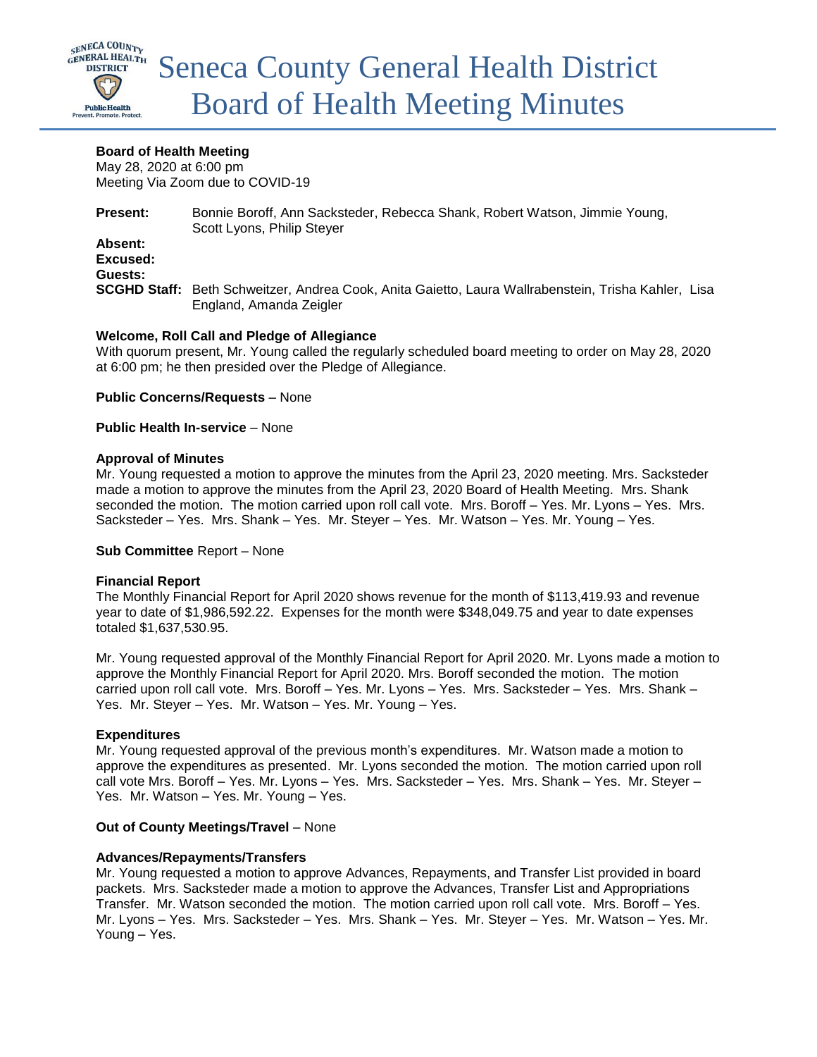# Seneca County General Health District Board of Health Meeting Minutes

**Board of Health Meeting**
May 28, 2020 at 6:00 pm
Meeting Via Zoom due to COVID-19

**Present:** Bonnie Boroff, Ann Sacksteder, Rebecca Shank, Robert Watson, Jimmie Young, Scott Lyons, Philip Steyer
**Absent:**
**Excused:**
**Guests:**
**SCGHD Staff:** Beth Schweitzer, Andrea Cook, Anita Gaietto, Laura Wallrabenstein, Trisha Kahler, Lisa England, Amanda Zeigler

**Welcome, Roll Call and Pledge of Allegiance**
With quorum present, Mr. Young called the regularly scheduled board meeting to order on May 28, 2020 at 6:00 pm; he then presided over the Pledge of Allegiance.

**Public Concerns/Requests** – None

**Public Health In-service** – None

**Approval of Minutes**
Mr. Young requested a motion to approve the minutes from the April 23, 2020 meeting. Mrs. Sacksteder made a motion to approve the minutes from the April 23, 2020 Board of Health Meeting. Mrs. Shank seconded the motion. The motion carried upon roll call vote. Mrs. Boroff – Yes. Mr. Lyons – Yes. Mrs. Sacksteder – Yes. Mrs. Shank – Yes. Mr. Steyer – Yes. Mr. Watson – Yes. Mr. Young – Yes.

**Sub Committee** Report – None

**Financial Report**
The Monthly Financial Report for April 2020 shows revenue for the month of $113,419.93 and revenue year to date of $1,986,592.22. Expenses for the month were $348,049.75 and year to date expenses totaled $1,637,530.95.

Mr. Young requested approval of the Monthly Financial Report for April 2020. Mr. Lyons made a motion to approve the Monthly Financial Report for April 2020. Mrs. Boroff seconded the motion. The motion carried upon roll call vote. Mrs. Boroff – Yes. Mr. Lyons – Yes. Mrs. Sacksteder – Yes. Mrs. Shank – Yes. Mr. Steyer – Yes. Mr. Watson – Yes. Mr. Young – Yes.

**Expenditures**
Mr. Young requested approval of the previous month's expenditures. Mr. Watson made a motion to approve the expenditures as presented. Mr. Lyons seconded the motion. The motion carried upon roll call vote Mrs. Boroff – Yes. Mr. Lyons – Yes. Mrs. Sacksteder – Yes. Mrs. Shank – Yes. Mr. Steyer – Yes. Mr. Watson – Yes. Mr. Young – Yes.

**Out of County Meetings/Travel** – None

**Advances/Repayments/Transfers**
Mr. Young requested a motion to approve Advances, Repayments, and Transfer List provided in board packets. Mrs. Sacksteder made a motion to approve the Advances, Transfer List and Appropriations Transfer. Mr. Watson seconded the motion. The motion carried upon roll call vote. Mrs. Boroff – Yes. Mr. Lyons – Yes. Mrs. Sacksteder – Yes. Mrs. Shank – Yes. Mr. Steyer – Yes. Mr. Watson – Yes. Mr. Young – Yes.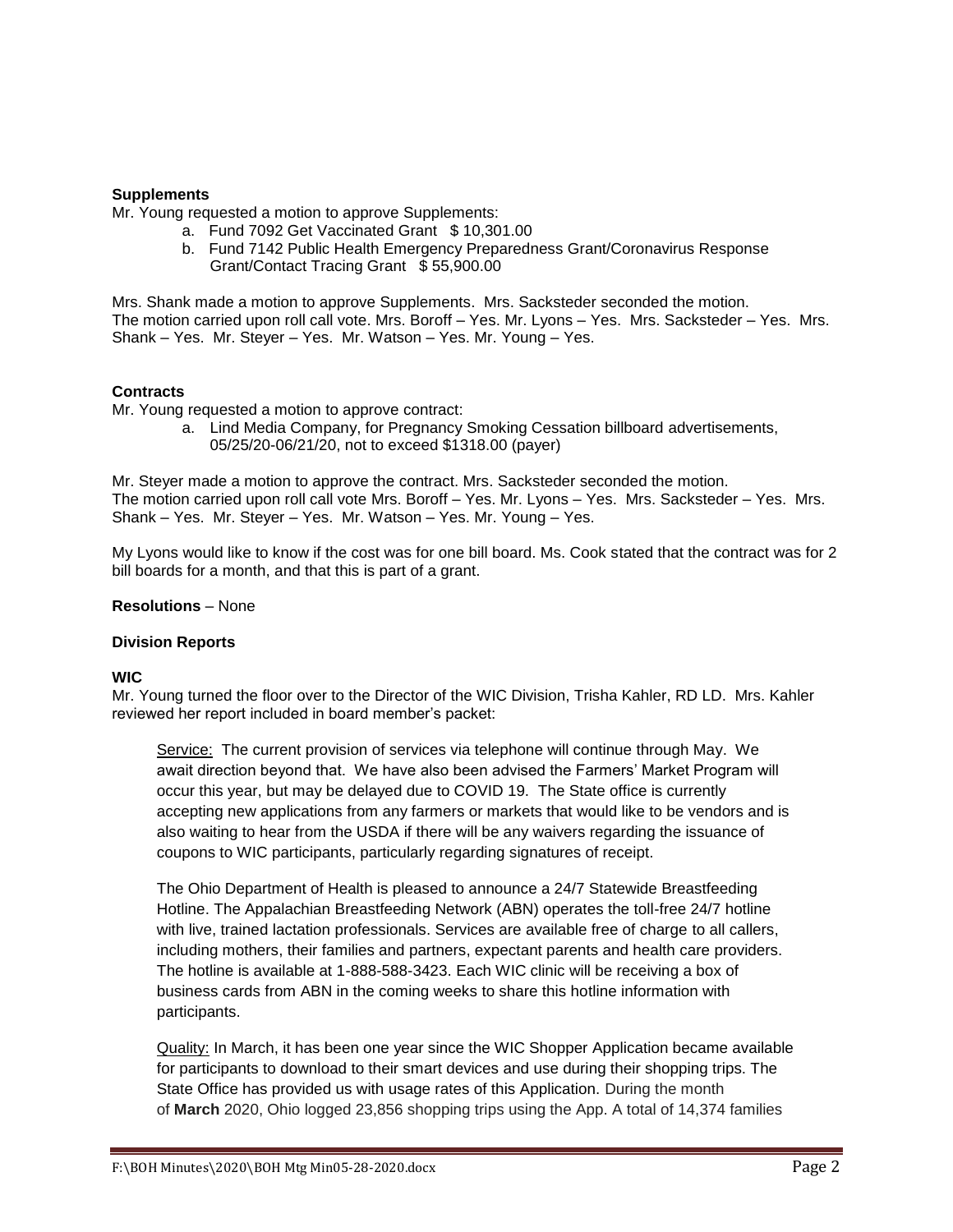**Supplements**

Mr. Young requested a motion to approve Supplements:

a. Fund 7092 Get Vaccinated Grant $ 10,301.00
b. Fund 7142 Public Health Emergency Preparedness Grant/Coronavirus Response Grant/Contact Tracing Grant $ 55,900.00

Mrs. Shank made a motion to approve Supplements. Mrs. Sacksteder seconded the motion. The motion carried upon roll call vote. Mrs. Boroff – Yes. Mr. Lyons – Yes. Mrs. Sacksteder – Yes. Mrs. Shank – Yes. Mr. Steyer – Yes. Mr. Watson – Yes. Mr. Young – Yes.

**Contracts**

Mr. Young requested a motion to approve contract:

a. Lind Media Company, for Pregnancy Smoking Cessation billboard advertisements, 05/25/20-06/21/20, not to exceed $1318.00 (payer)

Mr. Steyer made a motion to approve the contract. Mrs. Sacksteder seconded the motion. The motion carried upon roll call vote Mrs. Boroff – Yes. Mr. Lyons – Yes. Mrs. Sacksteder – Yes. Mrs. Shank – Yes. Mr. Steyer – Yes. Mr. Watson – Yes. Mr. Young – Yes.

My Lyons would like to know if the cost was for one bill board. Ms. Cook stated that the contract was for 2 bill boards for a month, and that this is part of a grant.

**Resolutions** – None

**Division Reports**

**WIC**

Mr. Young turned the floor over to the Director of the WIC Division, Trisha Kahler, RD LD. Mrs. Kahler reviewed her report included in board member's packet:

Service: The current provision of services via telephone will continue through May. We await direction beyond that. We have also been advised the Farmers' Market Program will occur this year, but may be delayed due to COVID 19. The State office is currently accepting new applications from any farmers or markets that would like to be vendors and is also waiting to hear from the USDA if there will be any waivers regarding the issuance of coupons to WIC participants, particularly regarding signatures of receipt.

The Ohio Department of Health is pleased to announce a 24/7 Statewide Breastfeeding Hotline. The Appalachian Breastfeeding Network (ABN) operates the toll-free 24/7 hotline with live, trained lactation professionals. Services are available free of charge to all callers, including mothers, their families and partners, expectant parents and health care providers. The hotline is available at 1-888-588-3423. Each WIC clinic will be receiving a box of business cards from ABN in the coming weeks to share this hotline information with participants.

Quality: In March, it has been one year since the WIC Shopper Application became available for participants to download to their smart devices and use during their shopping trips. The State Office has provided us with usage rates of this Application. During the month of **March** 2020, Ohio logged 23,856 shopping trips using the App. A total of 14,374 families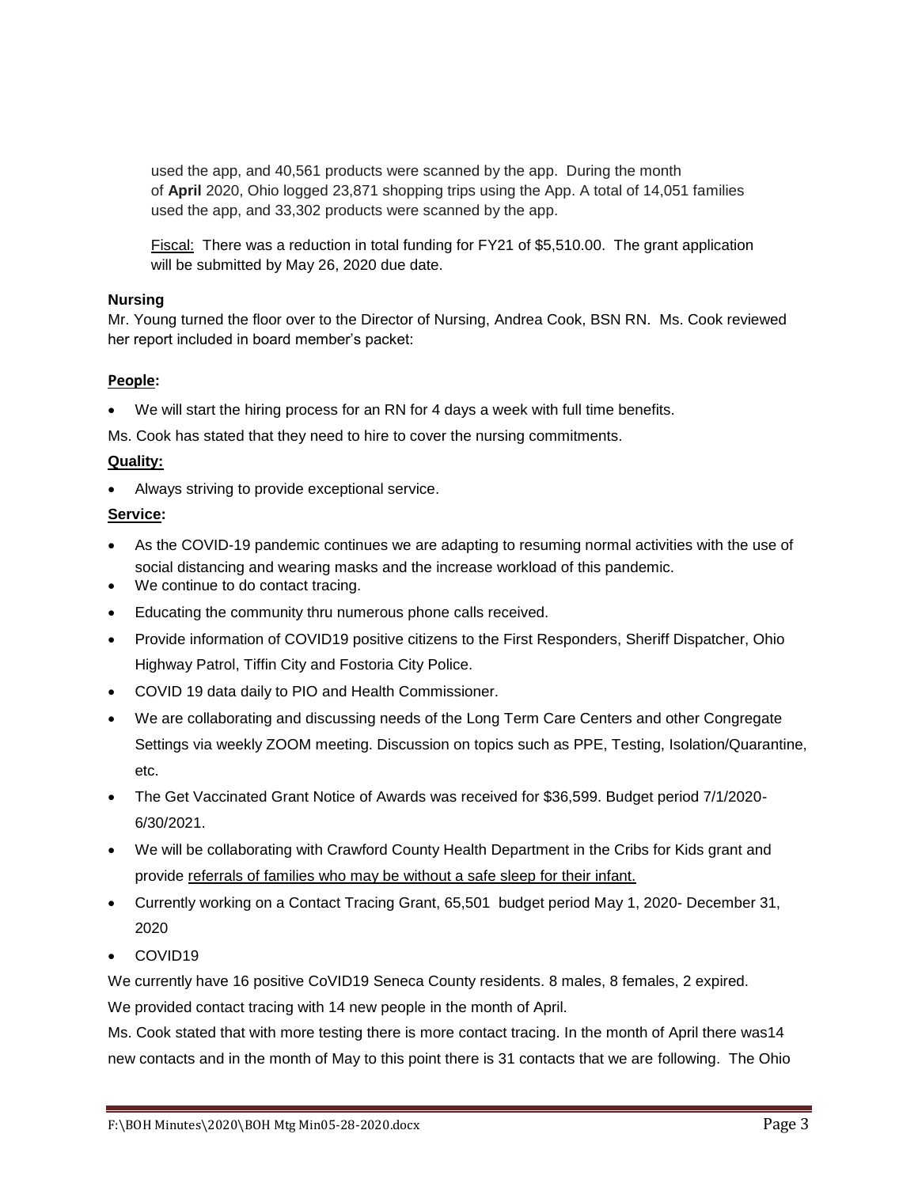used the app, and 40,561 products were scanned by the app. During the month of **April** 2020, Ohio logged 23,871 shopping trips using the App. A total of 14,051 families used the app, and 33,302 products were scanned by the app.

Fiscal: There was a reduction in total funding for FY21 of $5,510.00. The grant application will be submitted by May 26, 2020 due date.

**Nursing**

Mr. Young turned the floor over to the Director of Nursing, Andrea Cook, BSN RN. Ms. Cook reviewed her report included in board member's packet:

**People:**

- We will start the hiring process for an RN for 4 days a week with full time benefits.

Ms. Cook has stated that they need to hire to cover the nursing commitments.

**Quality:**

- Always striving to provide exceptional service.

**Service:**

- As the COVID-19 pandemic continues we are adapting to resuming normal activities with the use of social distancing and wearing masks and the increase workload of this pandemic.
- We continue to do contact tracing.
- Educating the community thru numerous phone calls received.
- Provide information of COVID19 positive citizens to the First Responders, Sheriff Dispatcher, Ohio Highway Patrol, Tiffin City and Fostoria City Police.
- COVID 19 data daily to PIO and Health Commissioner.
- We are collaborating and discussing needs of the Long Term Care Centers and other Congregate Settings via weekly ZOOM meeting. Discussion on topics such as PPE, Testing, Isolation/Quarantine, etc.
- The Get Vaccinated Grant Notice of Awards was received for $36,599. Budget period 7/1/2020-6/30/2021.
- We will be collaborating with Crawford County Health Department in the Cribs for Kids grant and provide referrals of families who may be without a safe sleep for their infant.
- Currently working on a Contact Tracing Grant, 65,501 budget period May 1, 2020- December 31, 2020
- COVID19

We currently have 16 positive CoVID19 Seneca County residents. 8 males, 8 females, 2 expired.

We provided contact tracing with 14 new people in the month of April.

Ms. Cook stated that with more testing there is more contact tracing. In the month of April there was14 new contacts and in the month of May to this point there is 31 contacts that we are following. The Ohio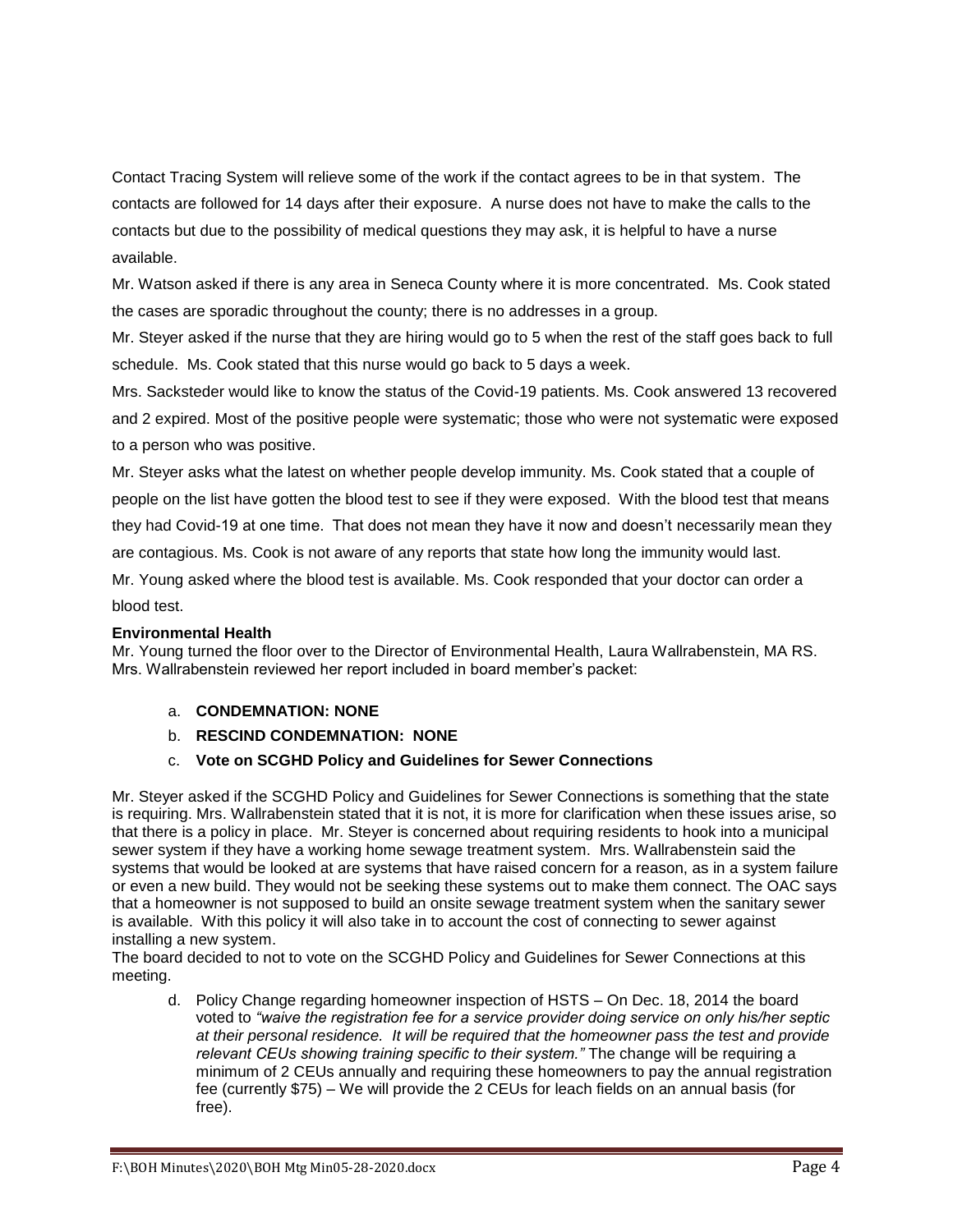Contact Tracing System will relieve some of the work if the contact agrees to be in that system. The contacts are followed for 14 days after their exposure. A nurse does not have to make the calls to the contacts but due to the possibility of medical questions they may ask, it is helpful to have a nurse available.

Mr. Watson asked if there is any area in Seneca County where it is more concentrated. Ms. Cook stated the cases are sporadic throughout the county; there is no addresses in a group.

Mr. Steyer asked if the nurse that they are hiring would go to 5 when the rest of the staff goes back to full schedule. Ms. Cook stated that this nurse would go back to 5 days a week.

Mrs. Sacksteder would like to know the status of the Covid-19 patients. Ms. Cook answered 13 recovered and 2 expired. Most of the positive people were systematic; those who were not systematic were exposed to a person who was positive.

Mr. Steyer asks what the latest on whether people develop immunity. Ms. Cook stated that a couple of people on the list have gotten the blood test to see if they were exposed. With the blood test that means they had Covid-19 at one time. That does not mean they have it now and doesn't necessarily mean they are contagious. Ms. Cook is not aware of any reports that state how long the immunity would last.

Mr. Young asked where the blood test is available. Ms. Cook responded that your doctor can order a blood test.

**Environmental Health**

Mr. Young turned the floor over to the Director of Environmental Health, Laura Wallrabenstein, MA RS. Mrs. Wallrabenstein reviewed her report included in board member's packet:

a. **CONDEMNATION: NONE**
b. **RESCIND CONDEMNATION: NONE**
c. **Vote on SCGHD Policy and Guidelines for Sewer Connections**

Mr. Steyer asked if the SCGHD Policy and Guidelines for Sewer Connections is something that the state is requiring. Mrs. Wallrabenstein stated that it is not, it is more for clarification when these issues arise, so that there is a policy in place. Mr. Steyer is concerned about requiring residents to hook into a municipal sewer system if they have a working home sewage treatment system. Mrs. Wallrabenstein said the systems that would be looked at are systems that have raised concern for a reason, as in a system failure or even a new build. They would not be seeking these systems out to make them connect. The OAC says that a homeowner is not supposed to build an onsite sewage treatment system when the sanitary sewer is available. With this policy it will also take in to account the cost of connecting to sewer against installing a new system.

The board decided to not to vote on the SCGHD Policy and Guidelines for Sewer Connections at this meeting.

d. Policy Change regarding homeowner inspection of HSTS – On Dec. 18, 2014 the board voted to *"waive the registration fee for a service provider doing service on only his/her septic at their personal residence. It will be required that the homeowner pass the test and provide relevant CEUs showing training specific to their system."* The change will be requiring a minimum of 2 CEUs annually and requiring these homeowners to pay the annual registration fee (currently $75) – We will provide the 2 CEUs for leach fields on an annual basis (for free).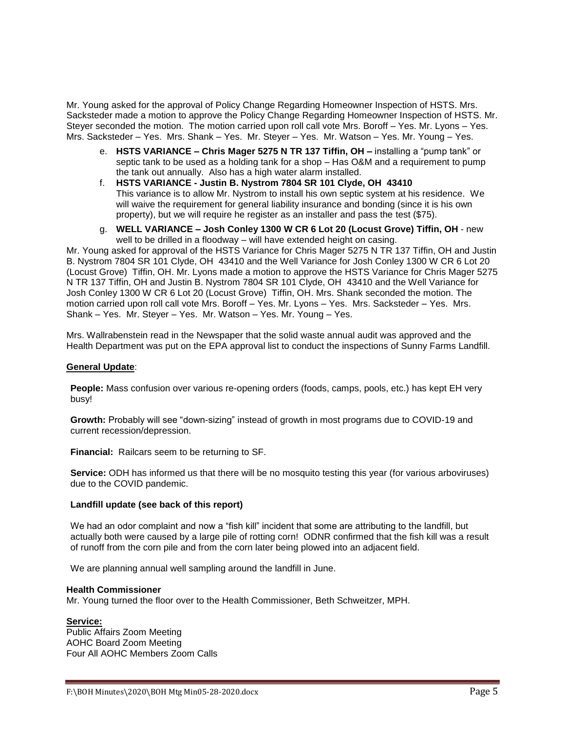Mr. Young asked for the approval of Policy Change Regarding Homeowner Inspection of HSTS. Mrs. Sacksteder made a motion to approve the Policy Change Regarding Homeowner Inspection of HSTS. Mr. Steyer seconded the motion. The motion carried upon roll call vote Mrs. Boroff – Yes. Mr. Lyons – Yes. Mrs. Sacksteder – Yes. Mrs. Shank – Yes. Mr. Steyer – Yes. Mr. Watson – Yes. Mr. Young – Yes.

e. **HSTS VARIANCE – Chris Mager 5275 N TR 137 Tiffin, OH –** installing a "pump tank" or septic tank to be used as a holding tank for a shop – Has O&M and a requirement to pump the tank out annually. Also has a high water alarm installed.

f. **HSTS VARIANCE - Justin B. Nystrom 7804 SR 101 Clyde, OH 43410**
This variance is to allow Mr. Nystrom to install his own septic system at his residence. We will waive the requirement for general liability insurance and bonding (since it is his own property), but we will require he register as an installer and pass the test ($75).

g. **WELL VARIANCE – Josh Conley 1300 W CR 6 Lot 20 (Locust Grove) Tiffin, OH** - new well to be drilled in a floodway – will have extended height on casing.

Mr. Young asked for approval of the HSTS Variance for Chris Mager 5275 N TR 137 Tiffin, OH and Justin B. Nystrom 7804 SR 101 Clyde, OH 43410 and the Well Variance for Josh Conley 1300 W CR 6 Lot 20 (Locust Grove) Tiffin, OH. Mr. Lyons made a motion to approve the HSTS Variance for Chris Mager 5275 N TR 137 Tiffin, OH and Justin B. Nystrom 7804 SR 101 Clyde, OH 43410 and the Well Variance for Josh Conley 1300 W CR 6 Lot 20 (Locust Grove) Tiffin, OH. Mrs. Shank seconded the motion. The motion carried upon roll call vote Mrs. Boroff – Yes. Mr. Lyons – Yes. Mrs. Sacksteder – Yes. Mrs. Shank – Yes. Mr. Steyer – Yes. Mr. Watson – Yes. Mr. Young – Yes.

Mrs. Wallrabenstein read in the Newspaper that the solid waste annual audit was approved and the Health Department was put on the EPA approval list to conduct the inspections of Sunny Farms Landfill.

**General Update**:

**People:** Mass confusion over various re-opening orders (foods, camps, pools, etc.) has kept EH very busy!

**Growth:** Probably will see "down-sizing" instead of growth in most programs due to COVID-19 and current recession/depression.

**Financial:** Railcars seem to be returning to SF.

**Service:** ODH has informed us that there will be no mosquito testing this year (for various arboviruses) due to the COVID pandemic.

**Landfill update (see back of this report)**

We had an odor complaint and now a "fish kill" incident that some are attributing to the landfill, but actually both were caused by a large pile of rotting corn! ODNR confirmed that the fish kill was a result of runoff from the corn pile and from the corn later being plowed into an adjacent field.

We are planning annual well sampling around the landfill in June.

**Health Commissioner**

Mr. Young turned the floor over to the Health Commissioner, Beth Schweitzer, MPH.

**Service:**

Public Affairs Zoom Meeting
AOHC Board Zoom Meeting
Four All AOHC Members Zoom Calls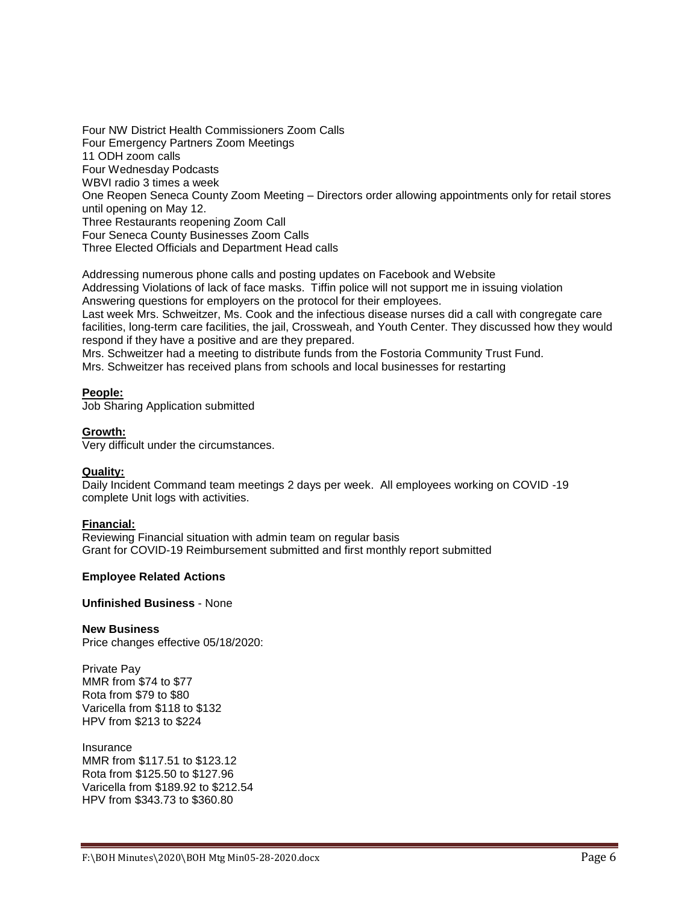Four NW District Health Commissioners Zoom Calls
Four Emergency Partners Zoom Meetings
11 ODH zoom calls
Four Wednesday Podcasts
WBVI radio 3 times a week
One Reopen Seneca County Zoom Meeting – Directors order allowing appointments only for retail stores until opening on May 12.
Three Restaurants reopening Zoom Call
Four Seneca County Businesses Zoom Calls
Three Elected Officials and Department Head calls

Addressing numerous phone calls and posting updates on Facebook and Website
Addressing Violations of lack of face masks. Tiffin police will not support me in issuing violation
Answering questions for employers on the protocol for their employees.
Last week Mrs. Schweitzer, Ms. Cook and the infectious disease nurses did a call with congregate care facilities, long-term care facilities, the jail, Crossweah, and Youth Center. They discussed how they would respond if they have a positive and are they prepared.
Mrs. Schweitzer had a meeting to distribute funds from the Fostoria Community Trust Fund.
Mrs. Schweitzer has received plans from schools and local businesses for restarting

**People:**
Job Sharing Application submitted

**Growth:**
Very difficult under the circumstances.

**Quality:**
Daily Incident Command team meetings 2 days per week. All employees working on COVID -19 complete Unit logs with activities.

**Financial:**
Reviewing Financial situation with admin team on regular basis
Grant for COVID-19 Reimbursement submitted and first monthly report submitted

**Employee Related Actions**

**Unfinished Business** - None

**New Business**
Price changes effective 05/18/2020:

Private Pay
MMR from $74 to $77
Rota from $79 to $80
Varicella from $118 to $132
HPV from $213 to $224

Insurance
MMR from $117.51 to $123.12
Rota from $125.50 to $127.96
Varicella from $189.92 to $212.54
HPV from $343.73 to $360.80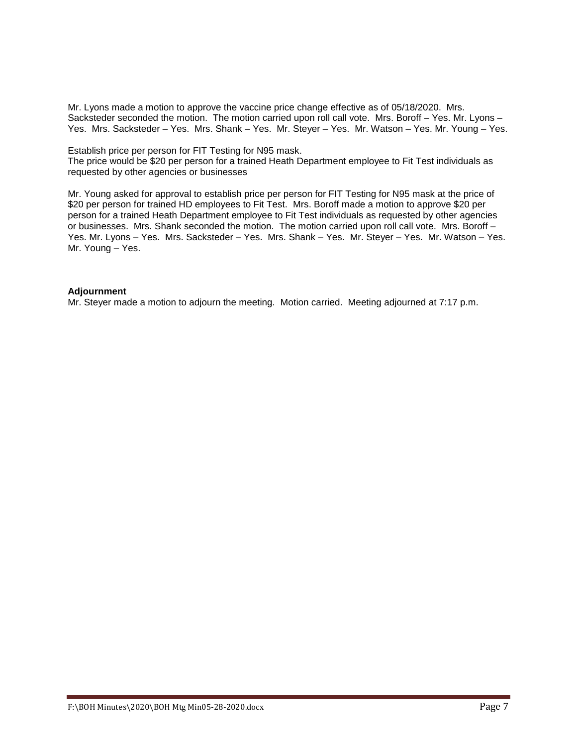Mr. Lyons made a motion to approve the vaccine price change effective as of 05/18/2020. Mrs. Sacksteder seconded the motion. The motion carried upon roll call vote. Mrs. Boroff – Yes. Mr. Lyons – Yes. Mrs. Sacksteder – Yes. Mrs. Shank – Yes. Mr. Steyer – Yes. Mr. Watson – Yes. Mr. Young – Yes.

Establish price per person for FIT Testing for N95 mask.
The price would be $20 per person for a trained Heath Department employee to Fit Test individuals as requested by other agencies or businesses

Mr. Young asked for approval to establish price per person for FIT Testing for N95 mask at the price of $20 per person for trained HD employees to Fit Test. Mrs. Boroff made a motion to approve $20 per person for a trained Heath Department employee to Fit Test individuals as requested by other agencies or businesses. Mrs. Shank seconded the motion. The motion carried upon roll call vote. Mrs. Boroff – Yes. Mr. Lyons – Yes. Mrs. Sacksteder – Yes. Mrs. Shank – Yes. Mr. Steyer – Yes. Mr. Watson – Yes. Mr. Young – Yes.

**Adjournment**
Mr. Steyer made a motion to adjourn the meeting. Motion carried. Meeting adjourned at 7:17 p.m.